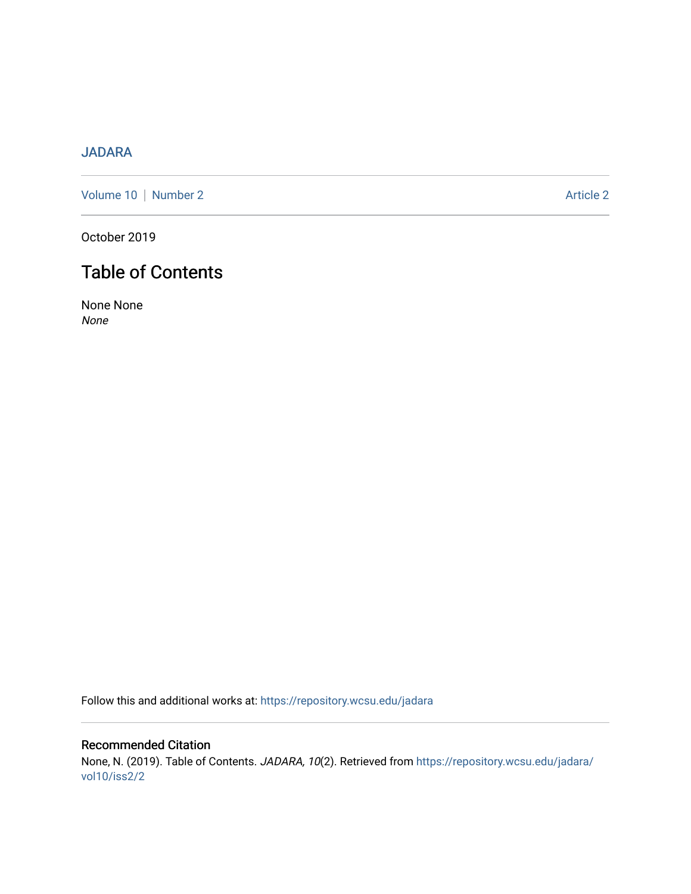JADARA

Volume 10 | Number 2 | Article 2

October 2019

# Table of Contents

None None
*None*

Follow this and additional works at: https://repository.wcsu.edu/jadara

## Recommended Citation

None, N. (2019). Table of Contents. *JADARA, 10*(2). Retrieved from https://repository.wcsu.edu/jadara/vol10/iss2/2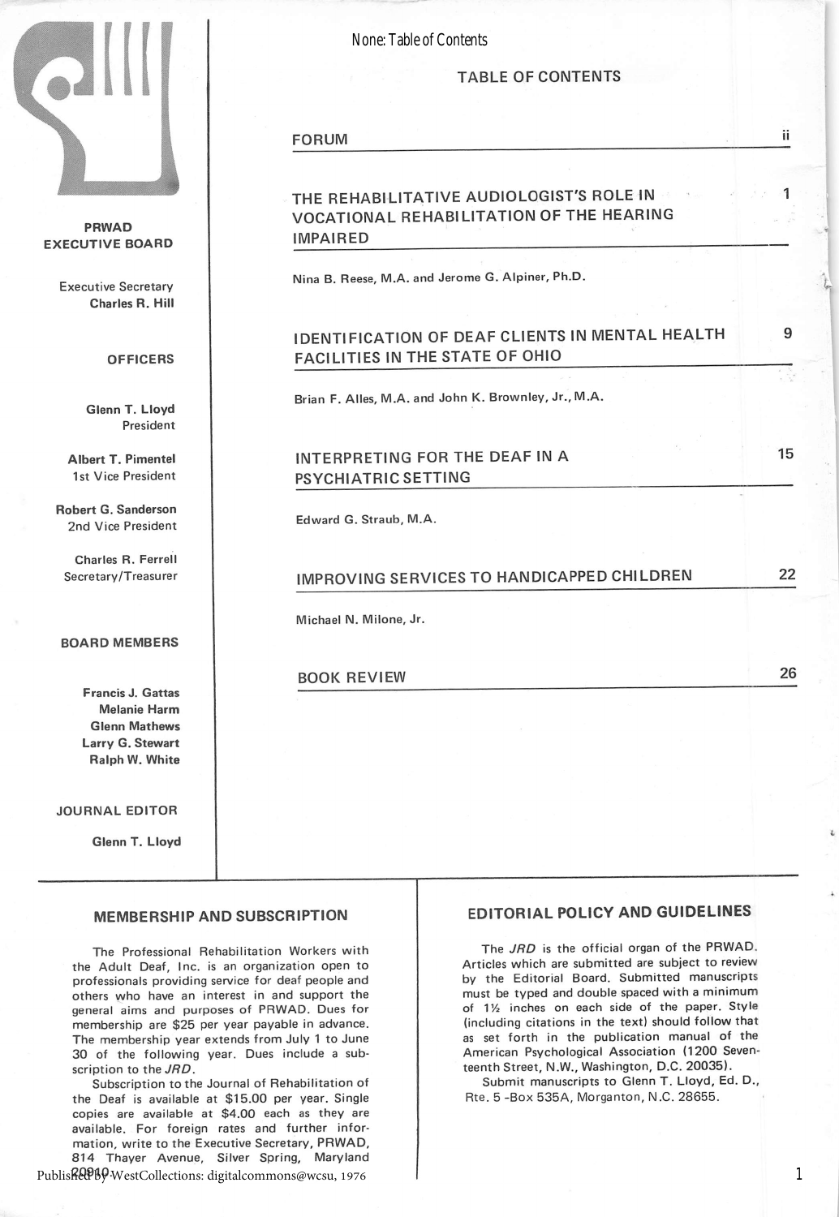None: Table of Contents

## TABLE OF CONTENTS

| | |
|---|---|
| FORUM | ii |
| THE REHABILITATIVE AUDIOLOGIST'S ROLE IN VOCATIONAL REHABILITATION OF THE HEARING IMPAIRED<br>Nina B. Reese, M.A. and Jerome G. Alpiner, Ph.D. | 1 |
| IDENTIFICATION OF DEAF CLIENTS IN MENTAL HEALTH FACILITIES IN THE STATE OF OHIO<br>Brian F. Alles, M.A. and John K. Brownley, Jr., M.A. | 9 |
| INTERPRETING FOR THE DEAF IN A PSYCHIATRIC SETTING<br>Edward G. Straub, M.A. | 15 |
| IMPROVING SERVICES TO HANDICAPPED CHILDREN<br>Michael N. Milone, Jr. | 22 |
| BOOK REVIEW | 26 |

**PRWAD EXECUTIVE BOARD**

Executive Secretary
**Charles R. Hill**

OFFICERS

**Glenn T. Lloyd**
President

**Albert T. Pimentel**
1st Vice President

**Robert G. Sanderson**
2nd Vice President

**Charles R. Ferrell**
Secretary/Treasurer

BOARD MEMBERS

**Francis J. Gattas**
**Melanie Harm**
**Glenn Mathews**
**Larry G. Stewart**
**Ralph W. White**

JOURNAL EDITOR

**Glenn T. Lloyd**

### MEMBERSHIP AND SUBSCRIPTION

The Professional Rehabilitation Workers with the Adult Deaf, Inc. is an organization open to professionals providing service for deaf people and others who have an interest in and support the general aims and purposes of PRWAD. Dues for membership are $25 per year payable in advance. The membership year extends from July 1 to June 30 of the following year. Dues include a subscription to the *JRD*.

Subscription to the Journal of Rehabilitation of the Deaf is available at $15.00 per year. Single copies are available at $4.00 each as they are available. For foreign rates and further information, write to the Executive Secretary, PRWAD, 814 Thayer Avenue, Silver Spring, Maryland 20910.

### EDITORIAL POLICY AND GUIDELINES

The *JRD* is the official organ of the PRWAD. Articles which are submitted are subject to review by the Editorial Board. Submitted manuscripts must be typed and double spaced with a minimum of 1½ inches on each side of the paper. Style (including citations in the text) should follow that as set forth in the publication manual of the American Psychological Association (1200 Seventeenth Street, N.W., Washington, D.C. 20035).

Submit manuscripts to Glenn T. Lloyd, Ed. D., Rte. 5 -Box 535A, Morganton, N.C. 28655.